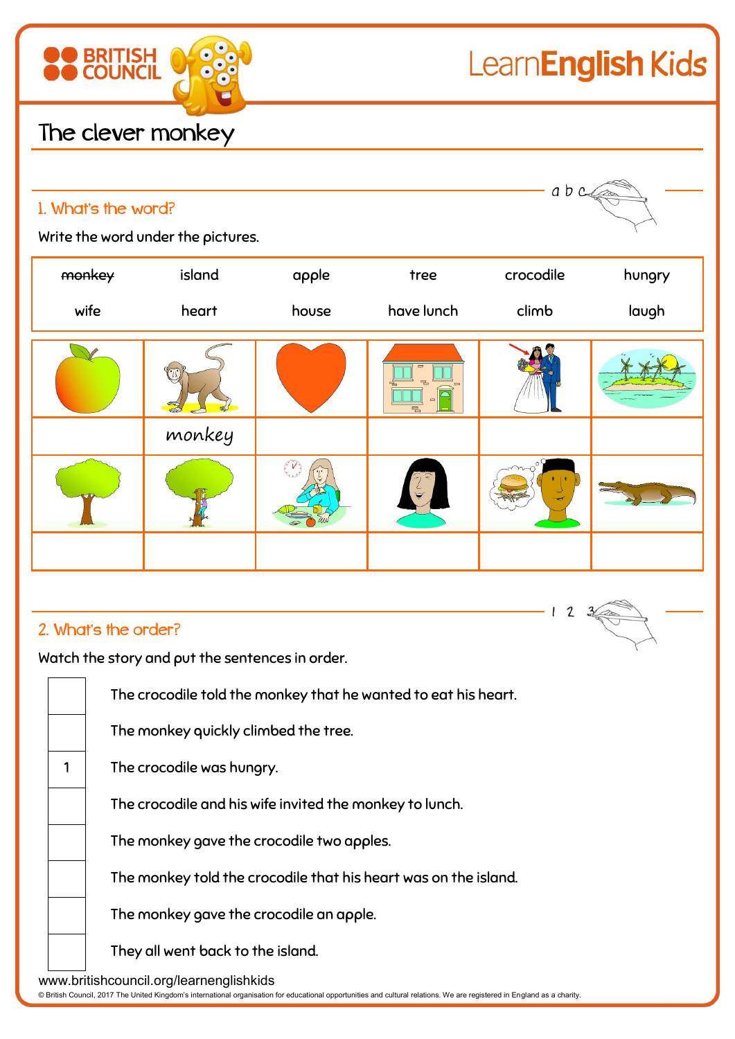# The clever monkey

## 1. What's the word?

Write the word under the pictures.

| ~~monkey~~ | island | apple | tree | crocodile | hungry |
|---|---|---|---|---|---|
| wife | heart | house | have lunch | climb | laugh |

| | | | | | |
|---|---|---|---|---|---|
| | monkey | | | | |
| | | | | | |

## 2. What's the order?

Watch the story and put the sentences in order.

| | |
|---|---|
| | The crocodile told the monkey that he wanted to eat his heart. |
| | The monkey quickly climbed the tree. |
| 1 | The crocodile was hungry. |
| | The crocodile and his wife invited the monkey to lunch. |
| | The monkey gave the crocodile two apples. |
| | The monkey told the crocodile that his heart was on the island. |
| | The monkey gave the crocodile an apple. |
| | They all went back to the island. |

www.britishcouncil.org/learnenglishkids

© British Council, 2017 The United Kingdom's international organisation for educational opportunities and cultural relations. We are registered in England as a charity.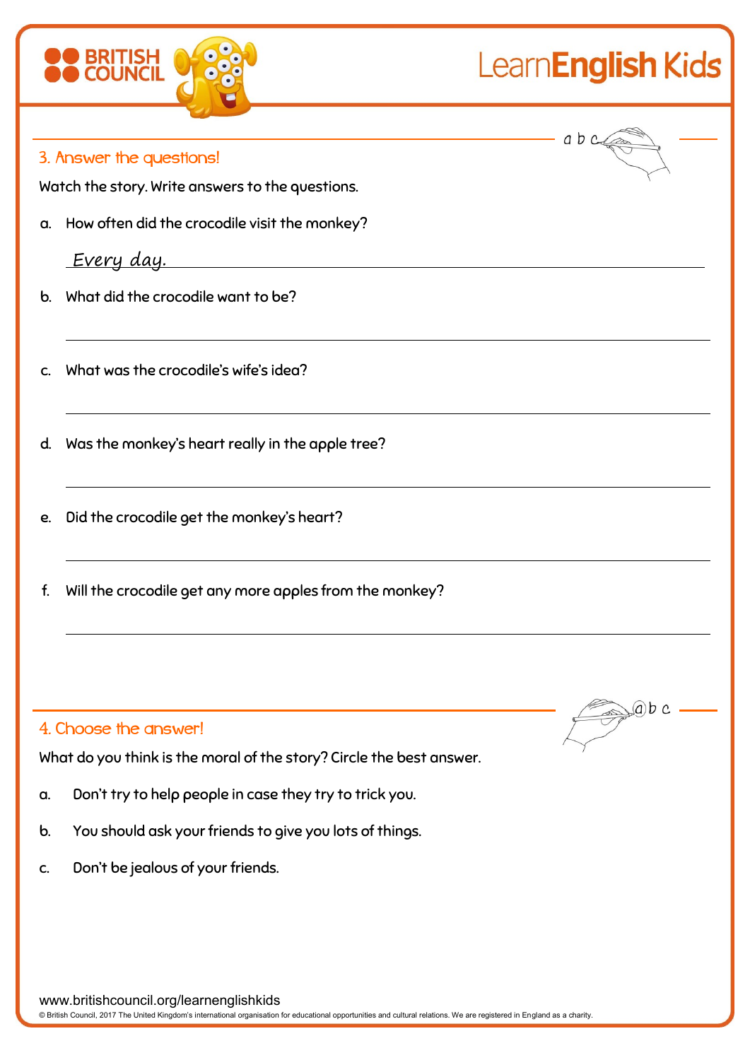## 3. Answer the questions!

Watch the story. Write answers to the questions.

a. How often did the crocodile visit the monkey?

*Every day.*

b. What did the crocodile want to be?

\_\_\_\_\_\_\_\_\_\_\_\_\_\_\_\_\_\_\_\_\_\_\_\_\_\_\_\_\_\_\_\_\_\_\_\_\_\_\_\_

c. What was the crocodile's wife's idea?

\_\_\_\_\_\_\_\_\_\_\_\_\_\_\_\_\_\_\_\_\_\_\_\_\_\_\_\_\_\_\_\_\_\_\_\_\_\_\_\_

d. Was the monkey's heart really in the apple tree?

\_\_\_\_\_\_\_\_\_\_\_\_\_\_\_\_\_\_\_\_\_\_\_\_\_\_\_\_\_\_\_\_\_\_\_\_\_\_\_\_

e. Did the crocodile get the monkey's heart?

\_\_\_\_\_\_\_\_\_\_\_\_\_\_\_\_\_\_\_\_\_\_\_\_\_\_\_\_\_\_\_\_\_\_\_\_\_\_\_\_

f. Will the crocodile get any more apples from the monkey?

\_\_\_\_\_\_\_\_\_\_\_\_\_\_\_\_\_\_\_\_\_\_\_\_\_\_\_\_\_\_\_\_\_\_\_\_\_\_\_\_

## 4. Choose the answer!

What do you think is the moral of the story? Circle the best answer.

a. Don't try to help people in case they try to trick you.

b. You should ask your friends to give you lots of things.

c. Don't be jealous of your friends.